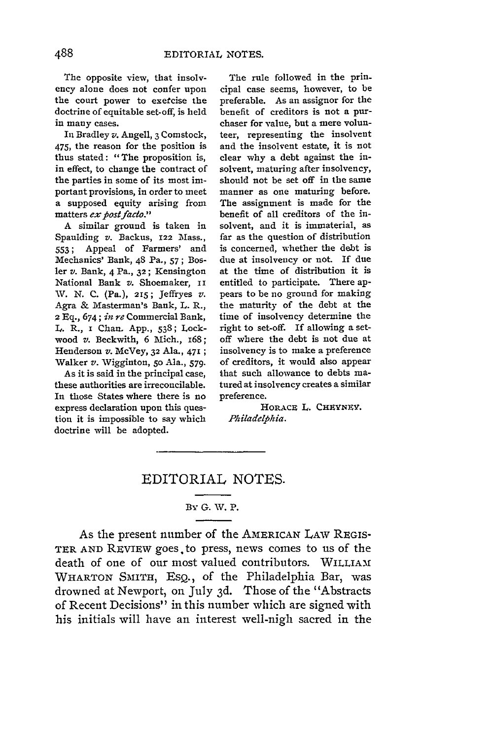The opposite view, that insolvency alone does not confer upon the court power to exercise the doctrine of equitable set-off, is held in many cases.

In Bradley *v.* Angell, 3 Comstock, 475, the reason for the position is thus stated: "The proposition is, in effect, to change the contract of the parties in some of its most important provisions, in order to meet a supposed equity arising from matters *ex post facto*."

A similar ground is taken in Spaulding *v.* Backus, 122 Mass., 553; Appeal of Farmers' and Mechanics' Bank, 48 Pa., 57; Bosler *v.* Bank, 4 Pa., 32; Kensington National Bank *v.* Shoemaker, 11 W. N. C. (Pa.), 215; Jeffryes *v.* Agra & Masterman's Bank, L. R., 2 Eq., 674; *in re* Commercial Bank, L. R., 1 Chan. App., 538; Lockwood *v.* Beckwith, 6 Mich., 168; Henderson *v.* McVey, 32 Ala., 471; Walker *v.* Wigginton, 50 Ala., 579.

As it is said in the principal case, these authorities are irreconcilable. In those States where there is no express declaration upon this question it is impossible to say which doctrine will be adopted.

The rule followed in the principal case seems, however, to be preferable. As an assignor for the benefit of creditors is not a purchaser for value, but a mere volunteer, representing the insolvent and the insolvent estate, it is not clear why a debt against the insolvent, maturing after insolvency, should not be set off in the same manner as one maturing before. The assignment is made for the benefit of all creditors of the insolvent, and it is immaterial, as far as the question of distribution is concerned, whether the debt is due at insolvency or not. If due at the time of distribution it is entitled to participate. There appears to be no ground for making the maturity of the debt at the time of insolvency determine the right to set-off. If allowing a set-off where the debt is not due at insolvency is to make a preference of creditors, it would also appear that such allowance to debts matured at insolvency creates a similar preference.

HORACE L. CHEYNEY.
*Philadelphia.*

# EDITORIAL NOTES.

BY G. W. P.

As the present number of the AMERICAN LAW REGISTER AND REVIEW goes to press, news comes to us of the death of one of our most valued contributors. WILLIAM WHARTON SMITH, ESQ., of the Philadelphia Bar, was drowned at Newport, on July 3d. Those of the "Abstracts of Recent Decisions" in this number which are signed with his initials will have an interest well-nigh sacred in the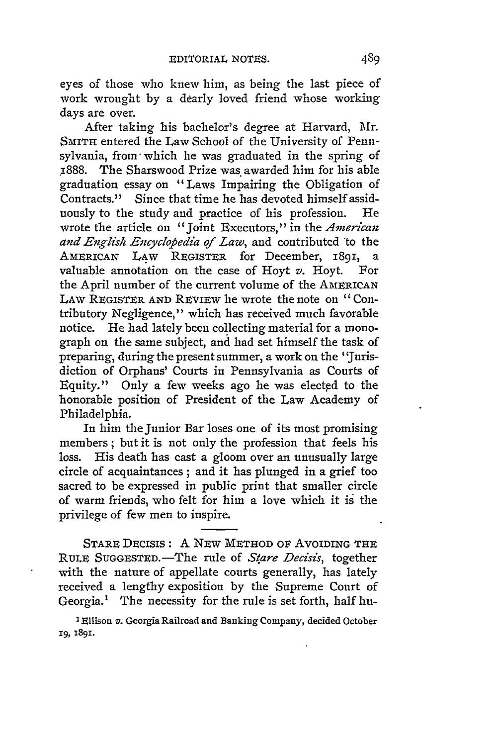eyes of those who knew him, as being the last piece of work wrought by a dearly loved friend whose working days are over.

After taking his bachelor's degree at Harvard, Mr. SMITH entered the Law School of the University of Pennsylvania, from which he was graduated in the spring of 1888. The Sharswood Prize was awarded him for his able graduation essay on "Laws Impairing the Obligation of Contracts." Since that time he has devoted himself assiduously to the study and practice of his profession. He wrote the article on "Joint Executors," in the *American and English Encyclopedia of Law*, and contributed to the AMERICAN LAW REGISTER for December, 1891, a valuable annotation on the case of Hoyt *v.* Hoyt. For the April number of the current volume of the AMERICAN LAW REGISTER AND REVIEW he wrote the note on "Contributory Negligence," which has received much favorable notice. He had lately been collecting material for a monograph on the same subject, and had set himself the task of preparing, during the present summer, a work on the "Jurisdiction of Orphans' Courts in Pennsylvania as Courts of Equity." Only a few weeks ago he was elected to the honorable position of President of the Law Academy of Philadelphia.

In him the Junior Bar loses one of its most promising members; but it is not only the profession that feels his loss. His death has cast a gloom over an unusually large circle of acquaintances; and it has plunged in a grief too sacred to be expressed in public print that smaller circle of warm friends, who felt for him a love which it is the privilege of few men to inspire.

---

STARE DECISIS: A NEW METHOD OF AVOIDING THE RULE SUGGESTED.—The rule of *Stare Decisis*, together with the nature of appellate courts generally, has lately received a lengthy exposition by the Supreme Court of Georgia.[1] The necessity for the rule is set forth, half hu-

[1] Ellison *v.* Georgia Railroad and Banking Company, decided October 19, 1891.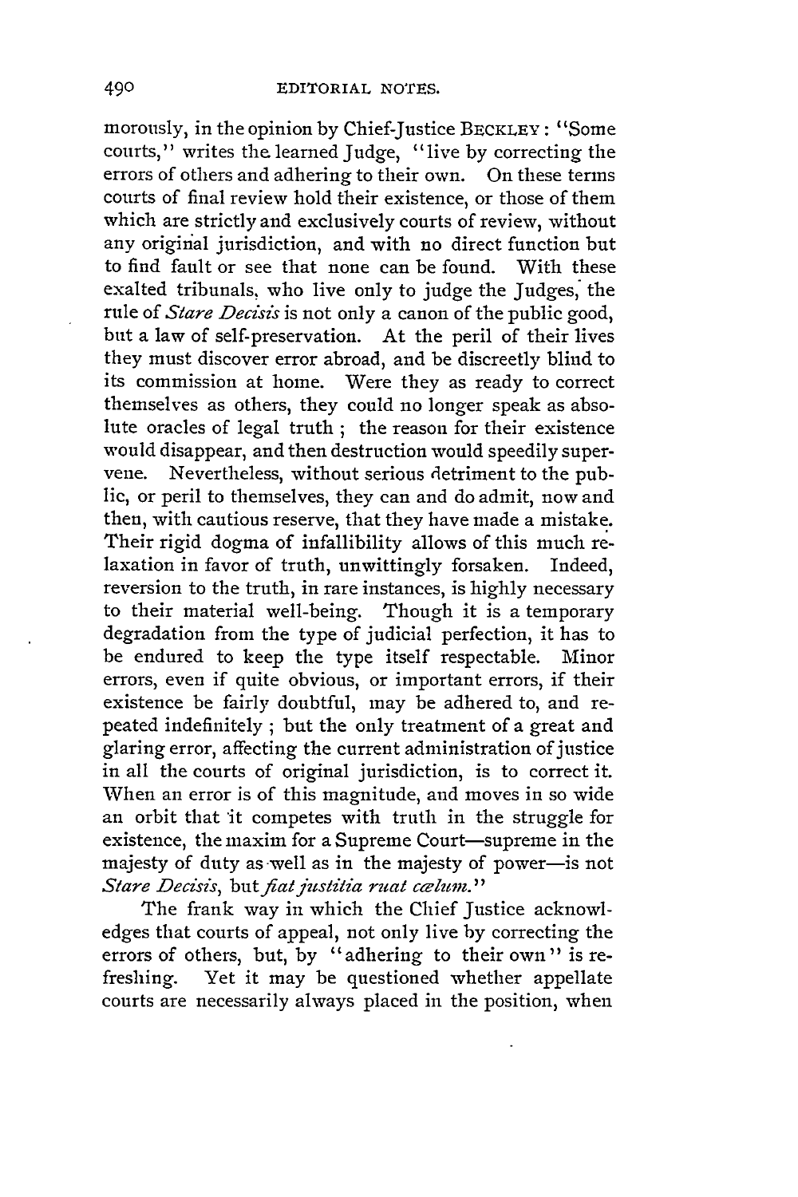morously, in the opinion by Chief-Justice BECKLEY: "Some courts," writes the learned Judge, "live by correcting the errors of others and adhering to their own. On these terms courts of final review hold their existence, or those of them which are strictly and exclusively courts of review, without any original jurisdiction, and with no direct function but to find fault or see that none can be found. With these exalted tribunals, who live only to judge the Judges, the rule of *Stare Decisis* is not only a canon of the public good, but a law of self-preservation. At the peril of their lives they must discover error abroad, and be discreetly blind to its commission at home. Were they as ready to correct themselves as others, they could no longer speak as absolute oracles of legal truth; the reason for their existence would disappear, and then destruction would speedily supervene. Nevertheless, without serious detriment to the public, or peril to themselves, they can and do admit, now and then, with cautious reserve, that they have made a mistake. Their rigid dogma of infallibility allows of this much relaxation in favor of truth, unwittingly forsaken. Indeed, reversion to the truth, in rare instances, is highly necessary to their material well-being. Though it is a temporary degradation from the type of judicial perfection, it has to be endured to keep the type itself respectable. Minor errors, even if quite obvious, or important errors, if their existence be fairly doubtful, may be adhered to, and repeated indefinitely; but the only treatment of a great and glaring error, affecting the current administration of justice in all the courts of original jurisdiction, is to correct it. When an error is of this magnitude, and moves in so wide an orbit that it competes with truth in the struggle for existence, the maxim for a Supreme Court—supreme in the majesty of duty as well as in the majesty of power—is not *Stare Decisis*, but *fiat justitia ruat cœlum*."

The frank way in which the Chief Justice acknowledges that courts of appeal, not only live by correcting the errors of others, but, by "adhering to their own" is refreshing. Yet it may be questioned whether appellate courts are necessarily always placed in the position, when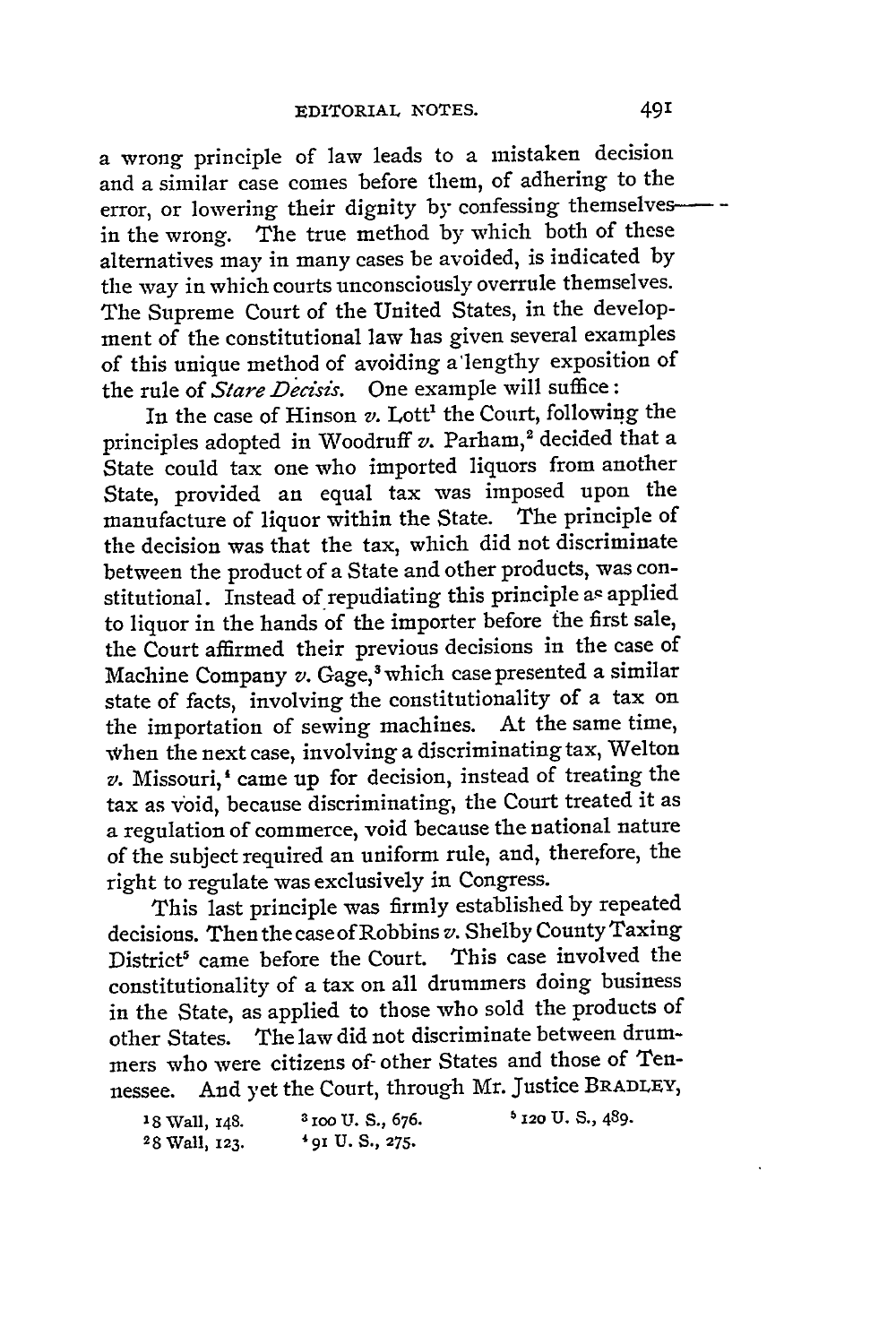a wrong principle of law leads to a mistaken decision and a similar case comes before them, of adhering to the error, or lowering their dignity by confessing themselves— in the wrong. The true method by which both of these alternatives may in many cases be avoided, is indicated by the way in which courts unconsciously overrule themselves. The Supreme Court of the United States, in the development of the constitutional law has given several examples of this unique method of avoiding a lengthy exposition of the rule of *Stare Decisis.* One example will suffice:

In the case of Hinson *v.* Lott[1] the Court, following the principles adopted in Woodruff *v.* Parham,[2] decided that a State could tax one who imported liquors from another State, provided an equal tax was imposed upon the manufacture of liquor within the State. The principle of the decision was that the tax, which did not discriminate between the product of a State and other products, was constitutional. Instead of repudiating this principle as applied to liquor in the hands of the importer before the first sale, the Court affirmed their previous decisions in the case of Machine Company *v.* Gage,[3] which case presented a similar state of facts, involving the constitutionality of a tax on the importation of sewing machines. At the same time, when the next case, involving a discriminating tax, Welton *v.* Missouri,[4] came up for decision, instead of treating the tax as void, because discriminating, the Court treated it as a regulation of commerce, void because the national nature of the subject required an uniform rule, and, therefore, the right to regulate was exclusively in Congress.

This last principle was firmly established by repeated decisions. Then the case of Robbins *v.* Shelby County Taxing District[5] came before the Court. This case involved the constitutionality of a tax on all drummers doing business in the State, as applied to those who sold the products of other States. The law did not discriminate between drummers who were citizens of other States and those of Tennessee. And yet the Court, through Mr. Justice BRADLEY,

[1] 8 Wall, 148.
[2] 8 Wall, 123.
[3] 100 U. S., 676.
[4] 91 U. S., 275.
[5] 120 U. S., 489.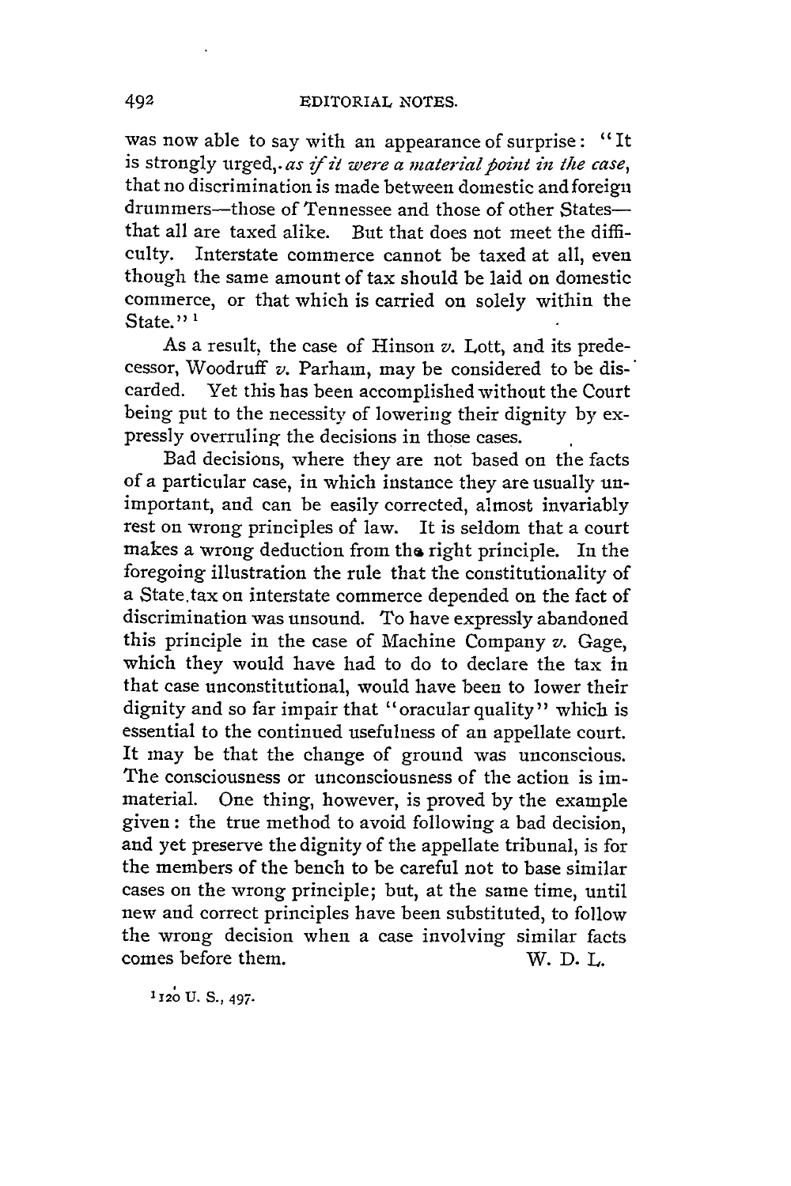was now able to say with an appearance of surprise: "It is strongly urged, *as if it were a material point in the case*, that no discrimination is made between domestic and foreign drummers—those of Tennessee and those of other States—that all are taxed alike. But that does not meet the difficulty. Interstate commerce cannot be taxed at all, even though the same amount of tax should be laid on domestic commerce, or that which is carried on solely within the State."[1]

As a result, the case of Hinson *v.* Lott, and its predecessor, Woodruff *v.* Parham, may be considered to be discarded. Yet this has been accomplished without the Court being put to the necessity of lowering their dignity by expressly overruling the decisions in those cases.

Bad decisions, where they are not based on the facts of a particular case, in which instance they are usually unimportant, and can be easily corrected, almost invariably rest on wrong principles of law. It is seldom that a court makes a wrong deduction from the right principle. In the foregoing illustration the rule that the constitutionality of a State tax on interstate commerce depended on the fact of discrimination was unsound. To have expressly abandoned this principle in the case of Machine Company *v.* Gage, which they would have had to do to declare the tax in that case unconstitutional, would have been to lower their dignity and so far impair that "oracular quality" which is essential to the continued usefulness of an appellate court. It may be that the change of ground was unconscious. The consciousness or unconsciousness of the action is immaterial. One thing, however, is proved by the example given: the true method to avoid following a bad decision, and yet preserve the dignity of the appellate tribunal, is for the members of the bench to be careful not to base similar cases on the wrong principle; but, at the same time, until new and correct principles have been substituted, to follow the wrong decision when a case involving similar facts comes before them.

W. D. L.

[1] 120 U. S., 497.